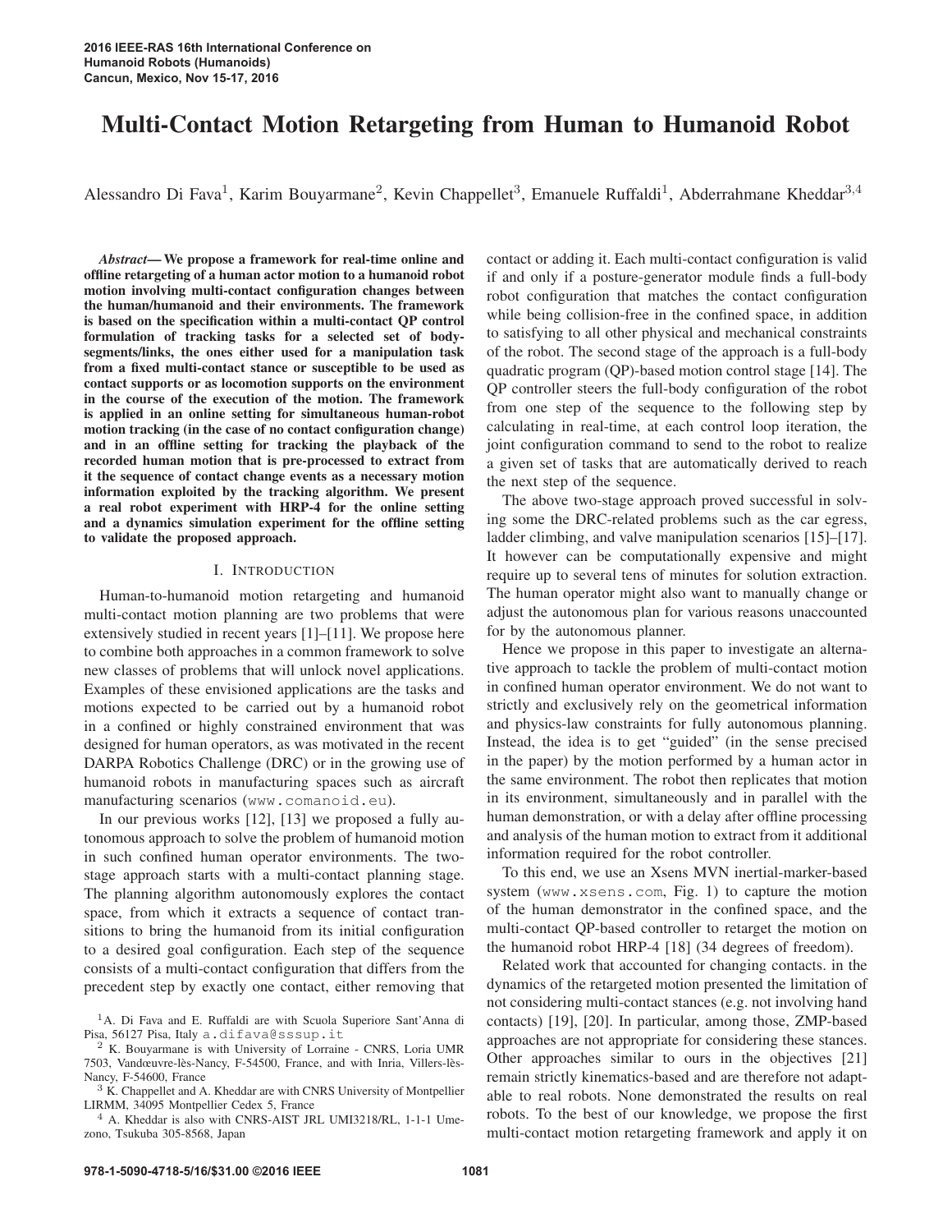# Multi-Contact Motion Retargeting from Human to Humanoid Robot

Alessandro Di Fava[1], Karim Bouyarmane[2], Kevin Chappellet[3], Emanuele Ruffaldi[1], Abderrahmane Kheddar[3,4]

***Abstract*— We propose a framework for real-time online and offline retargeting of a human actor motion to a humanoid robot motion involving multi-contact configuration changes between the human/humanoid and their environments. The framework is based on the specification within a multi-contact QP control formulation of tracking tasks for a selected set of body-segments/links, the ones either used for a manipulation task from a fixed multi-contact stance or susceptible to be used as contact supports or as locomotion supports on the environment in the course of the execution of the motion. The framework is applied in an online setting for simultaneous human-robot motion tracking (in the case of no contact configuration change) and in an offline setting for tracking the playback of the recorded human motion that is pre-processed to extract from it the sequence of contact change events as a necessary motion information exploited by the tracking algorithm. We present a real robot experiment with HRP-4 for the online setting and a dynamics simulation experiment for the offline setting to validate the proposed approach.**

## I. Introduction

Human-to-humanoid motion retargeting and humanoid multi-contact motion planning are two problems that were extensively studied in recent years [1]–[11]. We propose here to combine both approaches in a common framework to solve new classes of problems that will unlock novel applications. Examples of these envisioned applications are the tasks and motions expected to be carried out by a humanoid robot in a confined or highly constrained environment that was designed for human operators, as was motivated in the recent DARPA Robotics Challenge (DRC) or in the growing use of humanoid robots in manufacturing spaces such as aircraft manufacturing scenarios (`www.comanoid.eu`).

In our previous works [12], [13] we proposed a fully autonomous approach to solve the problem of humanoid motion in such confined human operator environments. The two-stage approach starts with a multi-contact planning stage. The planning algorithm autonomously explores the contact space, from which it extracts a sequence of contact transitions to bring the humanoid from its initial configuration to a desired goal configuration. Each step of the sequence consists of a multi-contact configuration that differs from the precedent step by exactly one contact, either removing that contact or adding it. Each multi-contact configuration is valid if and only if a posture-generator module finds a full-body robot configuration that matches the contact configuration while being collision-free in the confined space, in addition to satisfying to all other physical and mechanical constraints of the robot. The second stage of the approach is a full-body quadratic program (QP)-based motion control stage [14]. The QP controller steers the full-body configuration of the robot from one step of the sequence to the following step by calculating in real-time, at each control loop iteration, the joint configuration command to send to the robot to realize a given set of tasks that are automatically derived to reach the next step of the sequence.

The above two-stage approach proved successful in solving some the DRC-related problems such as the car egress, ladder climbing, and valve manipulation scenarios [15]–[17]. It however can be computationally expensive and might require up to several tens of minutes for solution extraction. The human operator might also want to manually change or adjust the autonomous plan for various reasons unaccounted for by the autonomous planner.

Hence we propose in this paper to investigate an alternative approach to tackle the problem of multi-contact motion in confined human operator environment. We do not want to strictly and exclusively rely on the geometrical information and physics-law constraints for fully autonomous planning. Instead, the idea is to get "guided" (in the sense precised in the paper) by the motion performed by a human actor in the same environment. The robot then replicates that motion in its environment, simultaneously and in parallel with the human demonstration, or with a delay after offline processing and analysis of the human motion to extract from it additional information required for the robot controller.

To this end, we use an Xsens MVN inertial-marker-based system (`www.xsens.com`, Fig. 1) to capture the motion of the human demonstrator in the confined space, and the multi-contact QP-based controller to retarget the motion on the humanoid robot HRP-4 [18] (34 degrees of freedom).

Related work that accounted for changing contacts. in the dynamics of the retargeted motion presented the limitation of not considering multi-contact stances (e.g. not involving hand contacts) [19], [20]. In particular, among those, ZMP-based approaches are not appropriate for considering these stances. Other approaches similar to ours in the objectives [21] remain strictly kinematics-based and are therefore not adaptable to real robots. None demonstrated the results on real robots. To the best of our knowledge, we propose the first multi-contact motion retargeting framework and apply it on

[1] A. Di Fava and E. Ruffaldi are with Scuola Superiore Sant'Anna di Pisa, 56127 Pisa, Italy `a.difava@sssup.it`

[2] K. Bouyarmane is with University of Lorraine - CNRS, Loria UMR 7503, Vandœuvre-lès-Nancy, F-54500, France, and with Inria, Villers-lès-Nancy, F-54600, France

[3] K. Chappellet and A. Kheddar are with CNRS University of Montpellier LIRMM, 34095 Montpellier Cedex 5, France

[4] A. Kheddar is also with CNRS-AIST JRL UMI3218/RL, 1-1-1 Umezono, Tsukuba 305-8568, Japan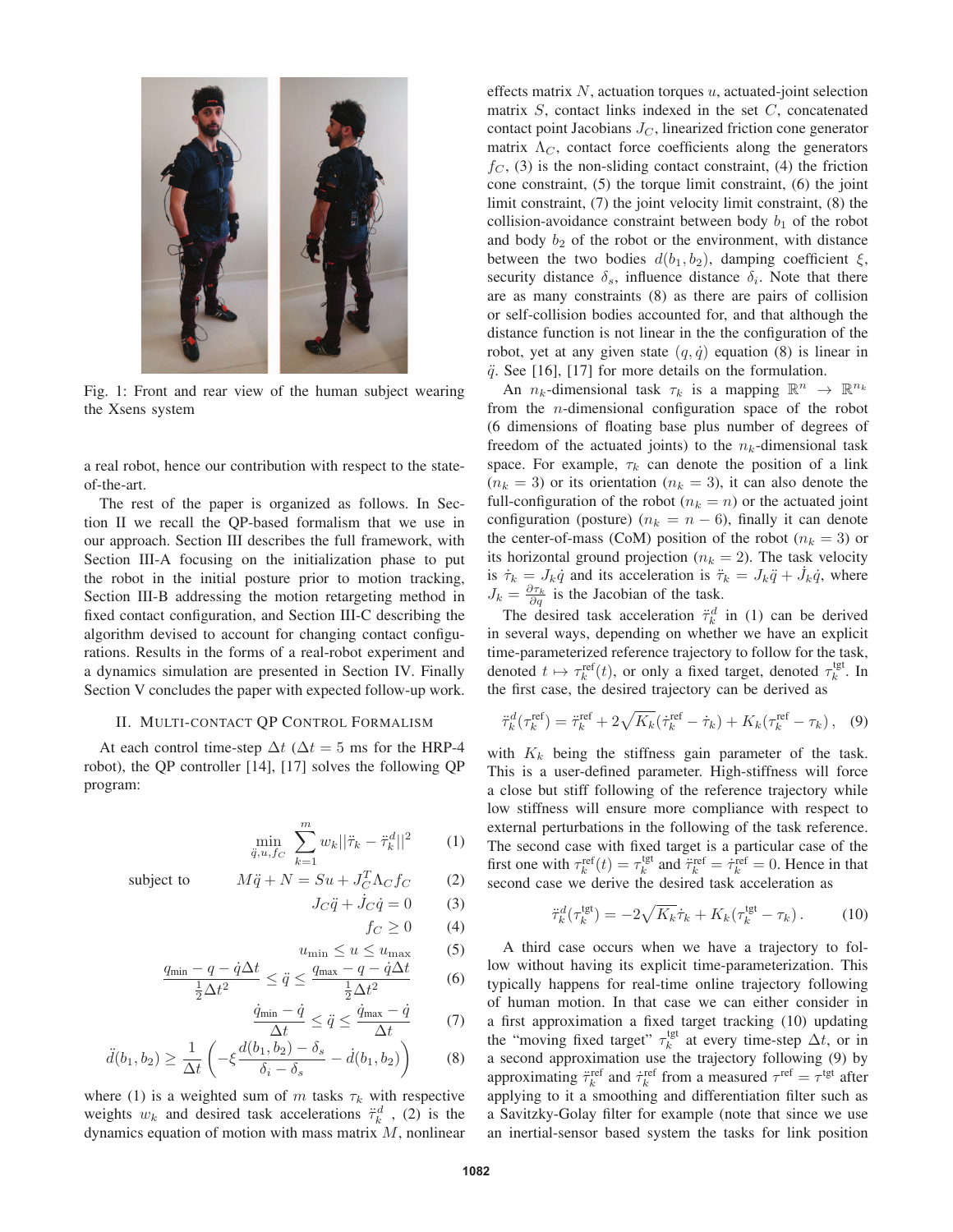Fig. 1: Front and rear view of the human subject wearing the Xsens system

a real robot, hence our contribution with respect to the state-of-the-art.

The rest of the paper is organized as follows. In Section II we recall the QP-based formalism that we use in our approach. Section III describes the full framework, with Section III-A focusing on the initialization phase to put the robot in the initial posture prior to motion tracking, Section III-B addressing the motion retargeting method in fixed contact configuration, and Section III-C describing the algorithm devised to account for changing contact configurations. Results in the forms of a real-robot experiment and a dynamics simulation are presented in Section IV. Finally Section V concludes the paper with expected follow-up work.

## II. Multi-contact QP Control Formalism

At each control time-step $\Delta t$ ($\Delta t = 5$ ms for the HRP-4 robot), the QP controller [14], [17] solves the following QP program:

$$\min_{\ddot{q}, u, f_C} \sum_{k=1}^{m} w_k ||\ddot{\tau}_k - \ddot{\tau}_k^d||^2 \qquad (1)$$

$$\text{subject to} \quad M\ddot{q} + N = Su + J_C^T \Lambda_C f_C \qquad (2)$$

$$J_C \ddot{q} + \dot{J}_C \dot{q} = 0 \qquad (3)$$

$$f_C \geq 0 \qquad (4)$$

$$u_{\min} \leq u \leq u_{\max} \qquad (5)$$

$$\frac{q_{\min} - q - \dot{q}\Delta t}{\frac{1}{2}\Delta t^2} \leq \ddot{q} \leq \frac{q_{\max} - q - \dot{q}\Delta t}{\frac{1}{2}\Delta t^2} \qquad (6)$$

$$\frac{\dot{q}_{\min} - \dot{q}}{\Delta t} \leq \ddot{q} \leq \frac{\dot{q}_{\max} - \dot{q}}{\Delta t} \qquad (7)$$

$$\ddot{d}(b_1, b_2) \geq \frac{1}{\Delta t}\left(-\xi \frac{d(b_1, b_2) - \delta_s}{\delta_i - \delta_s} - \dot{d}(b_1, b_2)\right) \qquad (8)$$

where (1) is a weighted sum of $m$ tasks $\tau_k$ with respective weights $w_k$ and desired task accelerations $\ddot{\tau}_k^d$ , (2) is the dynamics equation of motion with mass matrix $M$, nonlinear effects matrix $N$, actuation torques $u$, actuated-joint selection matrix $S$, contact links indexed in the set $C$, concatenated contact point Jacobians $J_C$, linearized friction cone generator matrix $\Lambda_C$, contact force coefficients along the generators $f_C$, (3) is the non-sliding contact constraint, (4) the friction cone constraint, (5) the torque limit constraint, (6) the joint limit constraint, (7) the joint velocity limit constraint, (8) the collision-avoidance constraint between body $b_1$ of the robot and body $b_2$ of the robot or the environment, with distance between the two bodies $d(b_1, b_2)$, damping coefficient $\xi$, security distance $\delta_s$, influence distance $\delta_i$. Note that there are as many constraints (8) as there are pairs of collision or self-collision bodies accounted for, and that although the distance function is not linear in the the configuration of the robot, yet at any given state $(q, \dot{q})$ equation (8) is linear in $\ddot{q}$. See [16], [17] for more details on the formulation.

An $n_k$-dimensional task $\tau_k$ is a mapping $\mathbb{R}^n \rightarrow \mathbb{R}^{n_k}$ from the $n$-dimensional configuration space of the robot (6 dimensions of floating base plus number of degrees of freedom of the actuated joints) to the $n_k$-dimensional task space. For example, $\tau_k$ can denote the position of a link ($n_k = 3$) or its orientation ($n_k = 3$), it can also denote the full-configuration of the robot ($n_k = n$) or the actuated joint configuration (posture) ($n_k = n - 6$), finally it can denote the center-of-mass (CoM) position of the robot ($n_k = 3$) or its horizontal ground projection ($n_k = 2$). The task velocity is $\dot{\tau}_k = J_k \dot{q}$ and its acceleration is $\ddot{\tau}_k = J_k \ddot{q} + \dot{J}_k \dot{q}$, where $J_k = \frac{\partial \tau_k}{\partial q}$ is the Jacobian of the task.

The desired task acceleration $\ddot{\tau}_k^d$ in (1) can be derived in several ways, depending on whether we have an explicit time-parameterized reference trajectory to follow for the task, denoted $t \mapsto \tau_k^{\text{ref}}(t)$, or only a fixed target, denoted $\tau_k^{\text{tgt}}$. In the first case, the desired trajectory can be derived as

$$\ddot{\tau}_k^d(\tau_k^{\text{ref}}) = \ddot{\tau}_k^{\text{ref}} + 2\sqrt{K_k}(\dot{\tau}_k^{\text{ref}} - \dot{\tau}_k) + K_k(\tau_k^{\text{ref}} - \tau_k), \quad (9)$$

with $K_k$ being the stiffness gain parameter of the task. This is a user-defined parameter. High-stiffness will force a close but stiff following of the reference trajectory while low stiffness will ensure more compliance with respect to external perturbations in the following of the task reference. The second case with fixed target is a particular case of the first one with $\tau_k^{\text{ref}}(t) = \tau_k^{\text{tgt}}$ and $\ddot{\tau}_k^{\text{ref}} = \dot{\tau}_k^{\text{ref}} = 0$. Hence in that second case we derive the desired task acceleration as

$$\ddot{\tau}_k^d(\tau_k^{\text{tgt}}) = -2\sqrt{K_k}\dot{\tau}_k + K_k(\tau_k^{\text{tgt}} - \tau_k). \qquad (10)$$

A third case occurs when we have a trajectory to follow without having its explicit time-parameterization. This typically happens for real-time online trajectory following of human motion. In that case we can either consider in a first approximation a fixed target tracking (10) updating the "moving fixed target" $\tau_k^{\text{tgt}}$ at every time-step $\Delta t$, or in a second approximation use the trajectory following (9) by approximating $\ddot{\tau}_k^{\text{ref}}$ and $\dot{\tau}_k^{\text{ref}}$ from a measured $\tau^{\text{ref}} = \tau^{\text{tgt}}$ after applying to it a smoothing and differentiation filter such as a Savitzky-Golay filter for example (note that since we use an inertial-sensor based system the tasks for link position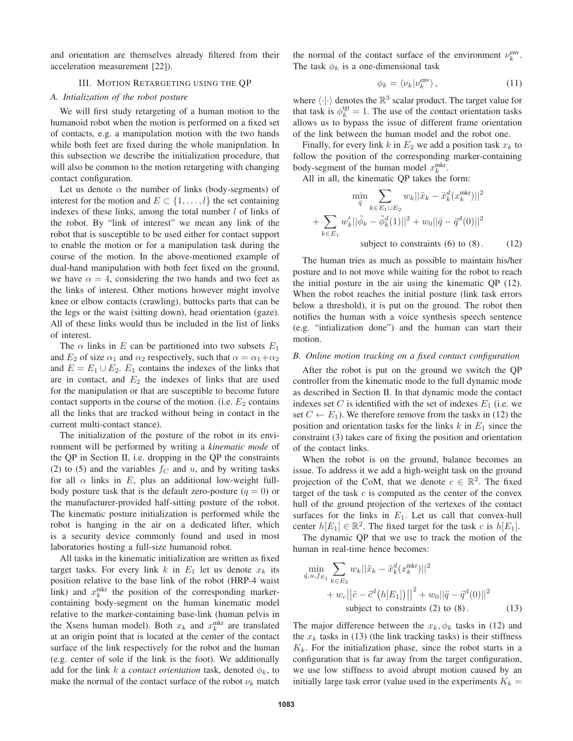and orientation are themselves already filtered from their acceleration measurement [22]).

## III. Motion Retargeting using the QP

### A. Intialization of the robot posture

We will first study retargeting of a human motion to the humanoid robot when the motion is performed on a fixed set of contacts, e.g. a manipulation motion with the two hands while both feet are fixed during the whole manipulation. In this subsection we describe the initialization procedure, that will also be common to the motion retargeting with changing contact configuration.

Let us denote $\alpha$ the number of links (body-segments) of interest for the motion and $E \subset \{1, \ldots, l\}$ the set containing indexes of these links, among the total number $l$ of links of the robot. By "link of interest" we mean any link of the robot that is susceptible to be used either for contact support to enable the motion or for a manipulation task during the course of the motion. In the above-mentioned example of dual-hand manipulation with both feet fixed on the ground, we have $\alpha = 4$, considering the two hands and two feet as the links of interest. Other motions however might involve knee or elbow contacts (crawling), buttocks parts that can be the legs or the waist (sitting down), head orientation (gaze). All of these links would thus be included in the list of links of interest.

The $\alpha$ links in $E$ can be partitioned into two subsets $E_1$ and $E_2$ of size $\alpha_1$ and $\alpha_2$ respectively, such that $\alpha = \alpha_1 + \alpha_2$ and $E = E_1 \cup E_2$. $E_1$ contains the indexes of the links that are in contact, and $E_2$ the indexes of links that are used for the manipulation or that are susceptible to become future contact supports in the course of the motion. (i.e. $E_2$ contains all the links that are tracked without being in contact in the current multi-contact stance).

The initialization of the posture of the robot in its environment will be performed by writing a *kinematic mode* of the QP in Section II, i.e. dropping in the QP the constraints (2) to (5) and the variables $f_C$ and $u$, and by writing tasks for all $\alpha$ links in $E$, plus an additional low-weight full-body posture task that is the default zero-posture ($q = 0$) or the manufacturer-provided half-sitting posture of the robot. The kinematic posture initialization is performed while the robot is hanging in the air on a dedicated lifter, which is a security device commonly found and used in most laboratories hosting a full-size humanoid robot.

All tasks in the kinematic initialization are written as fixed target tasks. For every link $k$ in $E_1$ let us denote $x_k$ its position relative to the base link of the robot (HRP-4 waist link) and $x_k^{\text{mkr}}$ the position of the corresponding marker-containing body-segment on the human kinematic model relative to the marker-containing base-link (human pelvis in the Xsens human model). Both $x_k$ and $x_k^{\text{mkr}}$ are translated at an origin point that is located at the center of the contact surface of the link respectively for the robot and the human (e.g. center of sole if the link is the foot). We additionally add for the link $k$ a *contact orientation* task, denoted $\phi_k$, to make the normal of the contact surface of the robot $\nu_k$ match the normal of the contact surface of the environment $\nu_k^{\text{env}}$. The task $\phi_k$ is a one-dimensional task

$$\phi_k = \langle \nu_k | \nu_k^{\text{env}} \rangle , \tag{11}$$

where $\langle \cdot | \cdot \rangle$ denotes the $\mathbb{R}^3$ scalar product. The target value for that task is $\phi_k^{\text{tgt}} = 1$. The use of the contact orientation tasks allows us to bypass the issue of different frame orientation of the link between the human model and the robot one.

Finally, for every link $k$ in $E_2$ we add a position task $x_k$ to follow the position of the corresponding marker-containing body-segment of the human model $x_k^{\text{mkr}}$.

All in all, the kinematic QP takes the form:

$$\begin{aligned} \min_{\ddot{q}} \sum_{k \in E_1 \cup E_2} w_k ||\ddot{x}_k - \ddot{x}_k^d(x_k^{\text{mkr}})||^2 \\ + \sum_{k \in E_1} w_k' ||\ddot{\phi}_k - \ddot{\phi}_k^d(1)||^2 + w_0 ||\ddot{q} - \ddot{q}^d(0)||^2 \\ \text{subject to constraints (6) to (8)} . \end{aligned} \tag{12}$$

The human tries as much as possible to maintain his/her posture and to not move while waiting for the robot to reach the initial posture in the air using the kinematic QP (12). When the robot reaches the initial posture (link task errors below a threshold), it is put on the ground. The robot then notifies the human with a voice synthesis speech sentence (e.g. "intialization done") and the human can start their motion.

### B. Online motion tracking on a fixed contact configuration

After the robot is put on the ground we switch the QP controller from the kinematic mode to the full dynamic mode as described in Section II. In that dynamic mode the contact indexes set $C$ is identified with the set of indexes $E_1$ (i.e. we set $C \leftarrow E_1$). We therefore remove from the tasks in (12) the position and orientation tasks for the links $k$ in $E_1$ since the constraint (3) takes care of fixing the position and orientation of the contact links.

When the robot is on the ground, balance becomes an issue. To address it we add a high-weight task on the ground projection of the CoM, that we denote $c \in \mathbb{R}^2$. The fixed target of the task $c$ is computed as the center of the convex hull of the ground projection of the vertexes of the contact surfaces for the links in $E_1$. Let us call that convex-hull center $h[E_1] \in \mathbb{R}^2$. The fixed target for the task $c$ is $h[E_1]$.

The dynamic QP that we use to track the motion of the human in real-time hence becomes:

$$\begin{aligned} \min_{\ddot{q}, u, f_{E_1}} \sum_{k \in E_2} w_k ||\ddot{x}_k - \ddot{x}_k^d(x_k^{\text{mkr}})||^2 \\ + w_c \big|\big|\ddot{c} - \ddot{c}^d\big(h[E_1]\big)\big|\big|^2 + w_0 ||\ddot{q} - \ddot{q}^d(0)||^2 \\ \text{subject to constraints (2) to (8)} . \end{aligned} \tag{13}$$

The major difference between the $x_k, \phi_k$ tasks in (12) and the $x_k$ tasks in (13) (the link tracking tasks) is their stiffness $K_k$. For the initialization phase, since the robot starts in a configuration that is far away from the target configuration, we use low stiffness to avoid abrupt motion caused by an initially large task error (value used in the experiments $K_k =$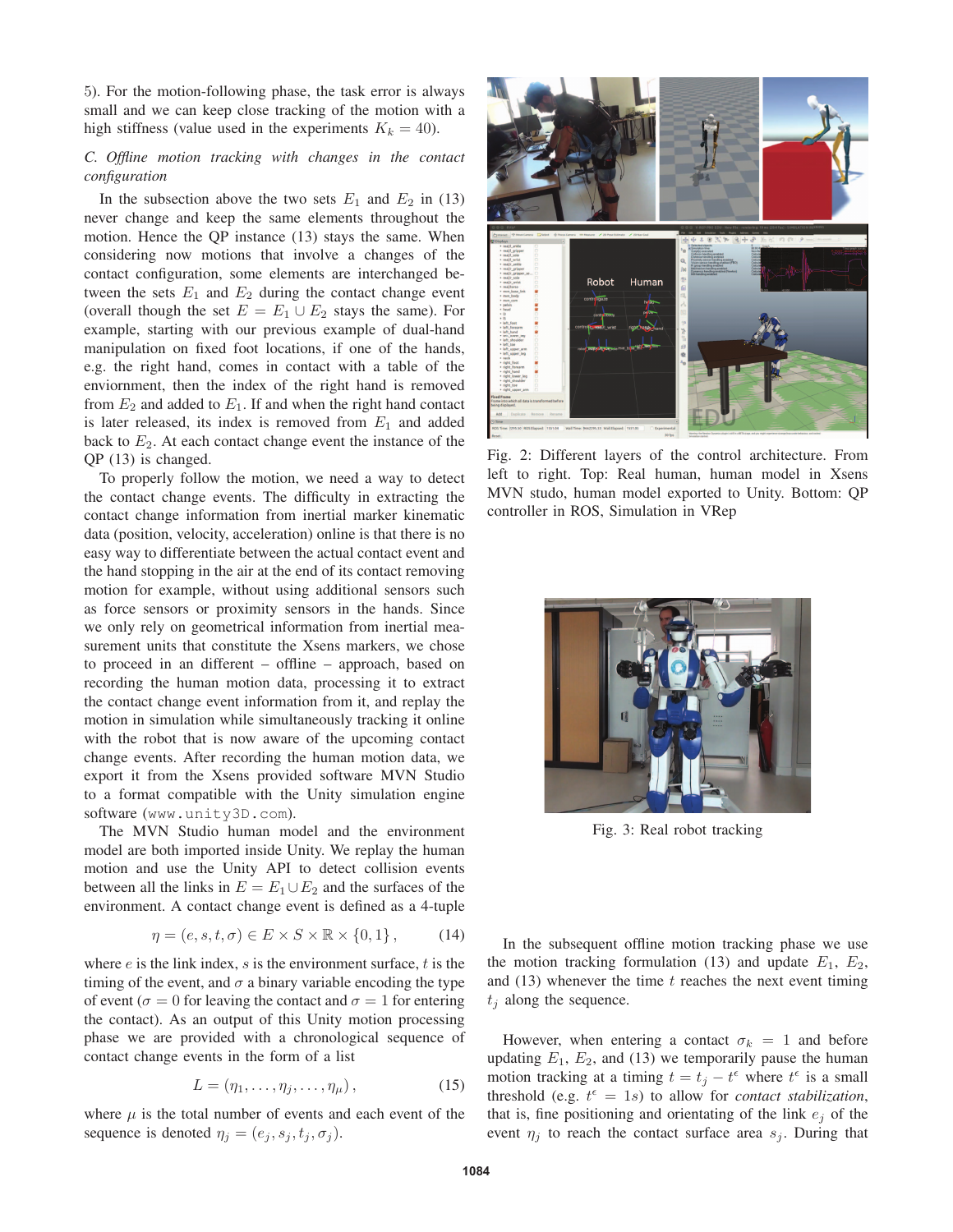5). For the motion-following phase, the task error is always small and we can keep close tracking of the motion with a high stiffness (value used in the experiments $K_k = 40$).

### C. Offline motion tracking with changes in the contact configuration

In the subsection above the two sets $E_1$ and $E_2$ in (13) never change and keep the same elements throughout the motion. Hence the QP instance (13) stays the same. When considering now motions that involve a changes of the contact configuration, some elements are interchanged between the sets $E_1$ and $E_2$ during the contact change event (overall though the set $E = E_1 \cup E_2$ stays the same). For example, starting with our previous example of dual-hand manipulation on fixed foot locations, if one of the hands, e.g. the right hand, comes in contact with a table of the enviornment, then the index of the right hand is removed from $E_2$ and added to $E_1$. If and when the right hand contact is later released, its index is removed from $E_1$ and added back to $E_2$. At each contact change event the instance of the QP (13) is changed.

To properly follow the motion, we need a way to detect the contact change events. The difficulty in extracting the contact change information from inertial marker kinematic data (position, velocity, acceleration) online is that there is no easy way to differentiate between the actual contact event and the hand stopping in the air at the end of its contact removing motion for example, without using additional sensors such as force sensors or proximity sensors in the hands. Since we only rely on geometrical information from inertial measurement units that constitute the Xsens markers, we chose to proceed in an different – offline – approach, based on recording the human motion data, processing it to extract the contact change event information from it, and replay the motion in simulation while simultaneously tracking it online with the robot that is now aware of the upcoming contact change events. After recording the human motion data, we export it from the Xsens provided software MVN Studio to a format compatible with the Unity simulation engine software (`www.unity3D.com`).

The MVN Studio human model and the environment model are both imported inside Unity. We replay the human motion and use the Unity API to detect collision events between all the links in $E = E_1 \cup E_2$ and the surfaces of the environment. A contact change event is defined as a 4-tuple

$$\eta = (e, s, t, \sigma) \in E \times S \times \mathbb{R} \times \{0, 1\}, \tag{14}$$

where $e$ is the link index, $s$ is the environment surface, $t$ is the timing of the event, and $\sigma$ a binary variable encoding the type of event ($\sigma = 0$ for leaving the contact and $\sigma = 1$ for entering the contact). As an output of this Unity motion processing phase we are provided with a chronological sequence of contact change events in the form of a list

$$L = (\eta_1, \ldots, \eta_j, \ldots, \eta_\mu), \tag{15}$$

where $\mu$ is the total number of events and each event of the sequence is denoted $\eta_j = (e_j, s_j, t_j, \sigma_j)$.

Fig. 2: Different layers of the control architecture. From left to right. Top: Real human, human model in Xsens MVN studo, human model exported to Unity. Bottom: QP controller in ROS, Simulation in VRep

Fig. 3: Real robot tracking

In the subsequent offline motion tracking phase we use the motion tracking formulation (13) and update $E_1$, $E_2$, and (13) whenever the time $t$ reaches the next event timing $t_j$ along the sequence.

However, when entering a contact $\sigma_k = 1$ and before updating $E_1$, $E_2$, and (13) we temporarily pause the human motion tracking at a timing $t = t_j - t^\epsilon$ where $t^\epsilon$ is a small threshold (e.g. $t^\epsilon = 1s$) to allow for *contact stabilization*, that is, fine positioning and orientating of the link $e_j$ of the event $\eta_j$ to reach the contact surface area $s_j$. During that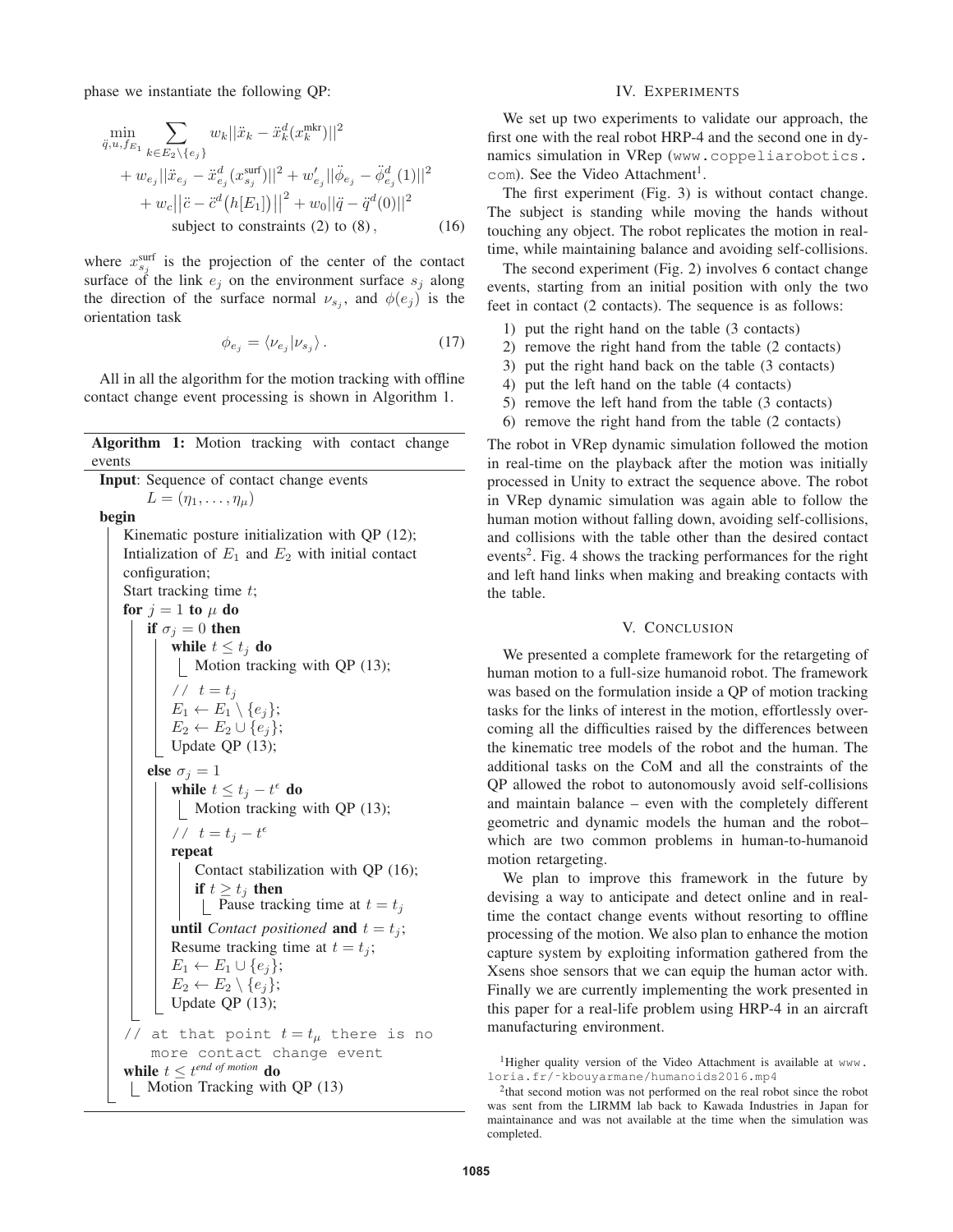phase we instantiate the following QP:

$$
\begin{aligned}
\min_{\ddot{q},u,f_{E_1}} & \sum_{k\in E_2\setminus\{e_j\}} w_k||\ddot{x}_k - \ddot{x}_k^d(x_k^{\text{mkr}})||^2 \\
&+ w_{e_j}||\ddot{x}_{e_j} - \ddot{x}_{e_j}^d(x_{s_j}^{\text{surf}})||^2 + w'_{e_j}||\ddot{\phi}_{e_j} - \ddot{\phi}_{e_j}^d(1)||^2 \\
&+ w_c\big|\big|\ddot{c} - \ddot{c}^d\big(h[E_1]\big)\big|\big|^2 + w_0||\ddot{q} - \ddot{q}^d(0)||^2 \\
&\text{subject to constraints (2) to (8)}\,, \qquad (16)
\end{aligned}
$$

where $x_{s_j}^{\text{surf}}$ is the projection of the center of the contact surface of the link $e_j$ on the environment surface $s_j$ along the direction of the surface normal $\nu_{s_j}$, and $\phi(e_j)$ is the orientation task

$$
\phi_{e_j} = \langle \nu_{e_j} | \nu_{s_j} \rangle\,. \qquad (17)
$$

All in all the algorithm for the motion tracking with offline contact change event processing is shown in Algorithm 1.

**Algorithm 1:** Motion tracking with contact change events

```
Input: Sequence of contact change events
       L = (η_1, ..., η_μ)
begin
    Kinematic posture initialization with QP (12);
    Intialization of E_1 and E_2 with initial contact configuration;
    Start tracking time t;
    for j = 1 to μ do
        if σ_j = 0 then
            while t ≤ t_j do
                Motion tracking with QP (13);
            // t = t_j
            E_1 ← E_1 \ {e_j};
            E_2 ← E_2 ∪ {e_j};
            Update QP (13);
        else σ_j = 1
            while t ≤ t_j − t^ε do
                Motion tracking with QP (13);
            // t = t_j − t^ε
            repeat
                Contact stabilization with QP (16);
                if t ≥ t_j then
                    Pause tracking time at t = t_j
            until Contact positioned and t = t_j;
            Resume tracking time at t = t_j;
            E_1 ← E_1 ∪ {e_j};
            E_2 ← E_2 \ {e_j};
            Update QP (13);
    // at that point t = t_μ there is no
       more contact change event
    while t ≤ t^{end of motion} do
        Motion Tracking with QP (13)
```

## IV. Experiments

We set up two experiments to validate our approach, the first one with the real robot HRP-4 and the second one in dynamics simulation in VRep (www.coppeliarobotics.com). See the Video Attachment[1].

The first experiment (Fig. 3) is without contact change. The subject is standing while moving the hands without touching any object. The robot replicates the motion in real-time, while maintaining balance and avoiding self-collisions.

The second experiment (Fig. 2) involves 6 contact change events, starting from an initial position with only the two feet in contact (2 contacts). The sequence is as follows:

1) put the right hand on the table (3 contacts)
2) remove the right hand from the table (2 contacts)
3) put the right hand back on the table (3 contacts)
4) put the left hand on the table (4 contacts)
5) remove the left hand from the table (3 contacts)
6) remove the right hand from the table (2 contacts)

The robot in VRep dynamic simulation followed the motion in real-time on the playback after the motion was initially processed in Unity to extract the sequence above. The robot in VRep dynamic simulation was again able to follow the human motion without falling down, avoiding self-collisions, and collisions with the table other than the desired contact events[2]. Fig. 4 shows the tracking performances for the right and left hand links when making and breaking contacts with the table.

## V. Conclusion

We presented a complete framework for the retargeting of human motion to a full-size humanoid robot. The framework was based on the formulation inside a QP of motion tracking tasks for the links of interest in the motion, effortlessly overcoming all the difficulties raised by the differences between the kinematic tree models of the robot and the human. The additional tasks on the CoM and all the constraints of the QP allowed the robot to autonomously avoid self-collisions and maintain balance – even with the completely different geometric and dynamic models the human and the robot– which are two common problems in human-to-humanoid motion retargeting.

We plan to improve this framework in the future by devising a way to anticipate and detect online and in real-time the contact change events without resorting to offline processing of the motion. We also plan to enhance the motion capture system by exploiting information gathered from the Xsens shoe sensors that we can equip the human actor with. Finally we are currently implementing the work presented in this paper for a real-life problem using HRP-4 in an aircraft manufacturing environment.

[1] Higher quality version of the Video Attachment is available at www.loria.fr/~kbouyarmane/humanoids2016.mp4

[2] that second motion was not performed on the real robot since the robot was sent from the LIRMM lab back to Kawada Industries in Japan for maintainance and was not available at the time when the simulation was completed.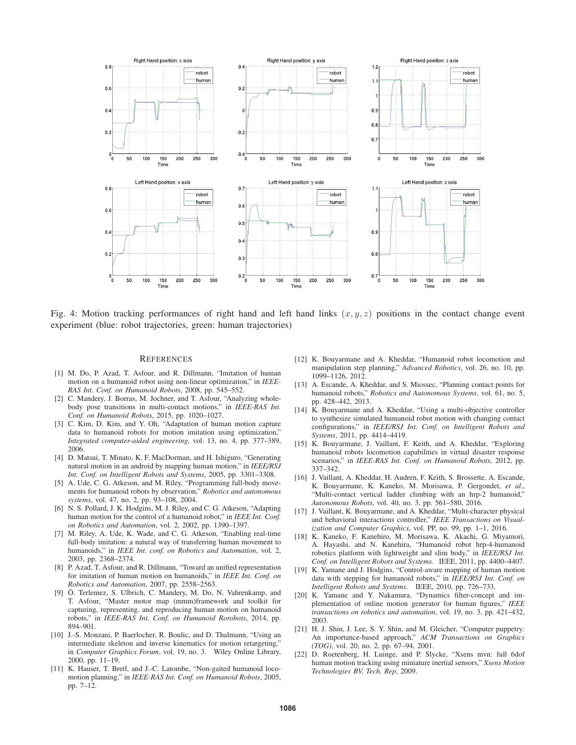Right Hand position: x axis

0.8
0.6
0.4
0.2
0

0 50 100 150 200 250 300

Time

robot
human

Right Hand position: y axis

0.4
0.2
0
-0.2
-0.4

0 50 100 150 200 250 300

Time

robot
human

Right Hand position: z axis

1.2
1.1
1
0.9
0.8
0.7

0 50 100 150 200 250 300

Time

robot
human

Left Hand position: x axis

0.8
0.6
0.4
0.2
0

0 50 100 150 200 250 300

Time

robot
human

Left Hand position: y axis

0.7
0.6
0.5
0.4
0.3
0.2

0 50 100 150 200 250 300

Time

robot
human

Left Hand position: z axis

1.1
1
0.9
0.8
0.7

0 50 100 150 200 250 300

Time

robot
human

Fig. 4: Motion tracking performances of right hand and left hand links $(x, y, z)$ positions in the contact change event experiment (blue: robot trajectories, green: human trajectories)

## References

[1] M. Do, P. Azad, T. Asfour, and R. Dillmann, "Imitation of human motion on a humanoid robot using non-linear optimization," in *IEEE-RAS Int. Conf. on Humanoid Robots*, 2008, pp. 545–552.

[2] C. Mandery, J. Borras, M. Jochner, and T. Asfour, "Analyzing whole-body pose transitions in multi-contact motions," in *IEEE-RAS Int. Conf. on Humanoid Robots*, 2015, pp. 1020–1027.

[3] C. Kim, D. Kim, and Y. Oh, "Adaptation of human motion capture data to humanoid robots for motion imitation using optimization," *Integrated computer-aided engineering*, vol. 13, no. 4, pp. 377–389, 2006.

[4] D. Matsui, T. Minato, K. F. MacDorman, and H. Ishiguro, "Generating natural motion in an android by mapping human motion," in *IEEE/RSJ Int. Conf. on Intelligent Robots and Systems*, 2005, pp. 3301–3308.

[5] A. Ude, C. G. Atkeson, and M. Riley, "Programming full-body movements for humanoid robots by observation," *Robotics and autonomous systems*, vol. 47, no. 2, pp. 93–108, 2004.

[6] N. S. Pollard, J. K. Hodgins, M. J. Riley, and C. G. Atkeson, "Adapting human motion for the control of a humanoid robot," in *IEEE Int. Conf. on Robotics and Automation*, vol. 2, 2002, pp. 1390–1397.

[7] M. Riley, A. Ude, K. Wade, and C. G. Atkeson, "Enabling real-time full-body imitation: a natural way of transferring human movement to humanoids," in *IEEE Int. conf. on Robotics and Automation*, vol. 2, 2003, pp. 2368–2374.

[8] P. Azad, T. Asfour, and R. Dillmann, "Toward an unified representation for imitation of human motion on humanoids," in *IEEE Int. Conf. on Robotics and Automation*, 2007, pp. 2558–2563.

[9] Ö. Terlemez, S. Ulbrich, C. Mandery, M. Do, N. Vahrenkamp, and T. Asfour, "Master motor map (mmm)framework and toolkit for capturing, representing, and reproducing human motion on humanoid robots," in *IEEE-RAS Int. Conf. on Humanoid Rorobots*, 2014, pp. 894–901.

[10] J.-S. Monzani, P. Baerlocher, R. Boulic, and D. Thalmann, "Using an intermediate skeleton and inverse kinematics for motion retargeting," in *Computer Graphics Forum*, vol. 19, no. 3. Wiley Online Library, 2000, pp. 11–19.

[11] K. Hauser, T. Bretl, and J.-C. Latombe, "Non-gaited humanoid locomotion planning," in *IEEE-RAS Int. Conf. on Humanoid Robots*, 2005, pp. 7–12.

[12] K. Bouyarmane and A. Kheddar, "Humanoid robot locomotion and manipulation step planning," *Advanced Robotics*, vol. 26, no. 10, pp. 1099–1126, 2012.

[13] A. Escande, A. Kheddar, and S. Miossec, "Planning contact points for humanoid robots," *Robotics and Autonomous Systems*, vol. 61, no. 5, pp. 428–442, 2013.

[14] K. Bouyarmane and A. Kheddar, "Using a multi-objective controller to synthesize simulated humanoid robot motion with changing contact configurations," in *IEEE/RSJ Int. Conf. on Intelligent Robots and Systems*, 2011, pp. 4414–4419.

[15] K. Bouyarmane, J. Vaillant, F. Keith, and A. Kheddar, "Exploring humanoid robots locomotion capabilities in virtual disaster response scenarios," in *IEEE-RAS Int. Conf. on Humanoid Robots*, 2012, pp. 337–342.

[16] J. Vaillant, A. Kheddar, H. Audren, F. Keith, S. Brossette, A. Escande, K. Bouyarmane, K. Kaneko, M. Morisawa, P. Gergondet, *et al.*, "Multi-contact vertical ladder climbing with an hrp-2 humanoid," *Autonomous Robots*, vol. 40, no. 3, pp. 561–580, 2016.

[17] J. Vaillant, K. Bouyarmane, and A. Kheddar, "Multi-character physical and behavioral interactions controller," *IEEE Transactions on Visualization and Computer Graphics*, vol. PP, no. 99, pp. 1–1, 2016.

[18] K. Kaneko, F. Kanehiro, M. Morisawa, K. Akachi, G. Miyamori, A. Hayashi, and N. Kanehira, "Humanoid robot hrp-4-humanoid robotics platform with lightweight and slim body," in *IEEE/RSJ Int. Conf. on Intelligent Robots and Systems*. IEEE, 2011, pp. 4400–4407.

[19] K. Yamane and J. Hodgins, "Control-aware mapping of human motion data with stepping for humanoid robots," in *IEEE/RSJ Int. Conf. on Intelligent Robots and Systems*. IEEE, 2010, pp. 726–733.

[20] K. Yamane and Y. Nakamura, "Dynamics filter-concept and implementation of online motion generator for human figures," *IEEE transactions on robotics and automation*, vol. 19, no. 3, pp. 421–432, 2003.

[21] H. J. Shin, J. Lee, S. Y. Shin, and M. Gleicher, "Computer puppetry: An importance-based approach," *ACM Transactions on Graphics (TOG)*, vol. 20, no. 2, pp. 67–94, 2001.

[22] D. Roetenberg, H. Luinge, and P. Slycke, "Xsens mvn: full 6dof human motion tracking using miniature inertial sensors," *Xsens Motion Technologies BV, Tech. Rep*, 2009.